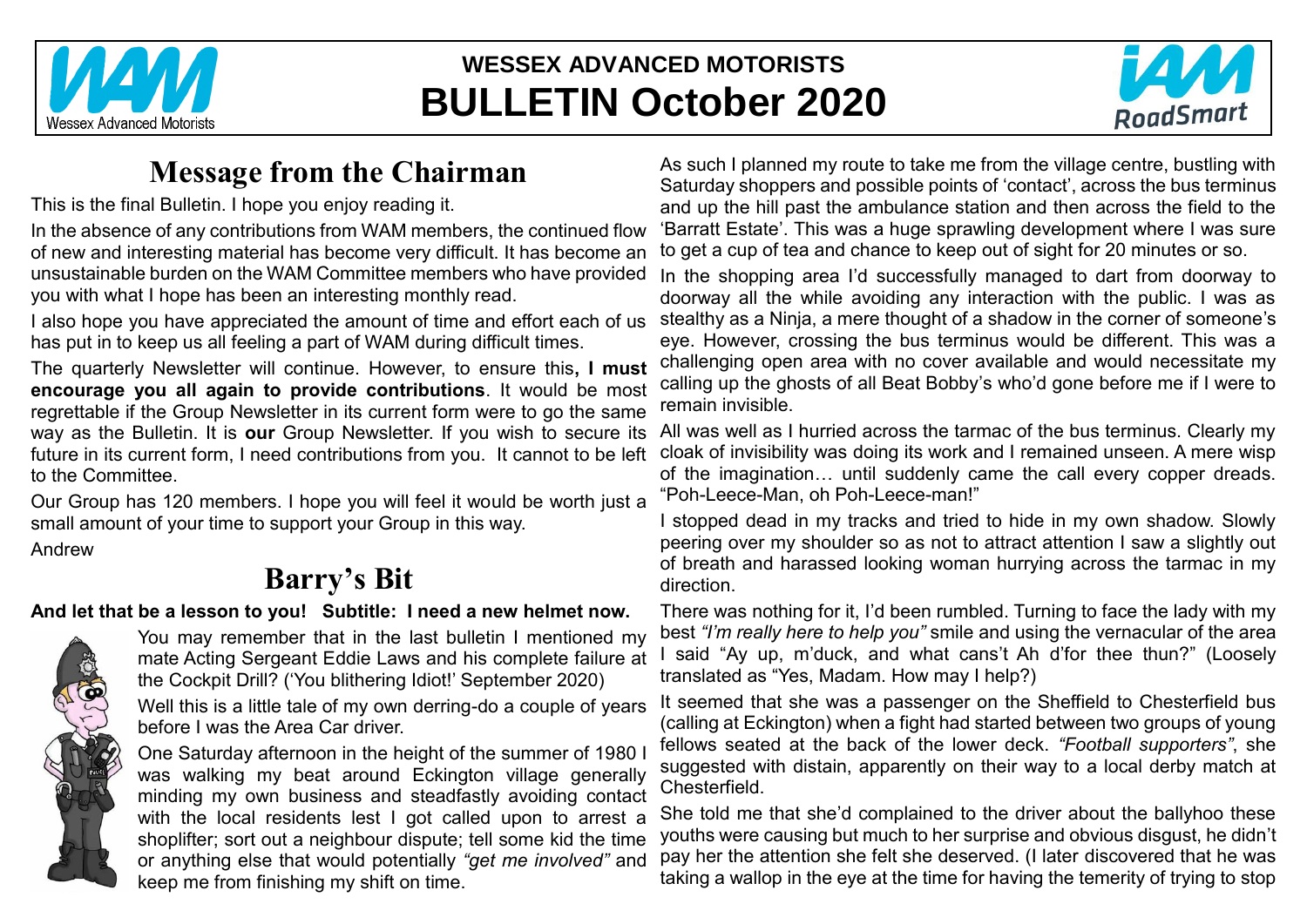# WESSEX ADVANCED MOTORISTS
# BULLETIN October 2020

## Message from the Chairman

This is the final Bulletin. I hope you enjoy reading it.

In the absence of any contributions from WAM members, the continued flow of new and interesting material has become very difficult. It has become an unsustainable burden on the WAM Committee members who have provided you with what I hope has been an interesting monthly read.

I also hope you have appreciated the amount of time and effort each of us has put in to keep us all feeling a part of WAM during difficult times.

The quarterly Newsletter will continue. However, to ensure this**, I must encourage you all again to provide contributions**. It would be most regrettable if the Group Newsletter in its current form were to go the same way as the Bulletin. It is **our** Group Newsletter. If you wish to secure its future in its current form, I need contributions from you. It cannot to be left to the Committee.

Our Group has 120 members. I hope you will feel it would be worth just a small amount of your time to support your Group in this way.

Andrew

## Barry's Bit

**And let that be a lesson to you! Subtitle: I need a new helmet now.**

You may remember that in the last bulletin I mentioned my mate Acting Sergeant Eddie Laws and his complete failure at the Cockpit Drill? ('You blithering Idiot!' September 2020)

Well this is a little tale of my own derring-do a couple of years before I was the Area Car driver.

One Saturday afternoon in the height of the summer of 1980 I was walking my beat around Eckington village generally minding my own business and steadfastly avoiding contact with the local residents lest I got called upon to arrest a shoplifter; sort out a neighbour dispute; tell some kid the time or anything else that would potentially *"get me involved"* and keep me from finishing my shift on time.

As such I planned my route to take me from the village centre, bustling with Saturday shoppers and possible points of 'contact', across the bus terminus and up the hill past the ambulance station and then across the field to the 'Barratt Estate'. This was a huge sprawling development where I was sure to get a cup of tea and chance to keep out of sight for 20 minutes or so.

In the shopping area I'd successfully managed to dart from doorway to doorway all the while avoiding any interaction with the public. I was as stealthy as a Ninja, a mere thought of a shadow in the corner of someone's eye. However, crossing the bus terminus would be different. This was a challenging open area with no cover available and would necessitate my calling up the ghosts of all Beat Bobby's who'd gone before me if I were to remain invisible.

All was well as I hurried across the tarmac of the bus terminus. Clearly my cloak of invisibility was doing its work and I remained unseen. A mere wisp of the imagination… until suddenly came the call every copper dreads. "Poh-Leece-Man, oh Poh-Leece-man!"

I stopped dead in my tracks and tried to hide in my own shadow. Slowly peering over my shoulder so as not to attract attention I saw a slightly out of breath and harassed looking woman hurrying across the tarmac in my direction.

There was nothing for it, I'd been rumbled. Turning to face the lady with my best *"I'm really here to help you"* smile and using the vernacular of the area I said "Ay up, m'duck, and what cans't Ah d'for thee thun?" (Loosely translated as "Yes, Madam. How may I help?)

It seemed that she was a passenger on the Sheffield to Chesterfield bus (calling at Eckington) when a fight had started between two groups of young fellows seated at the back of the lower deck. *"Football supporters"*, she suggested with distain, apparently on their way to a local derby match at Chesterfield.

She told me that she'd complained to the driver about the ballyhoo these youths were causing but much to her surprise and obvious disgust, he didn't pay her the attention she felt she deserved. (I later discovered that he was taking a wallop in the eye at the time for having the temerity of trying to stop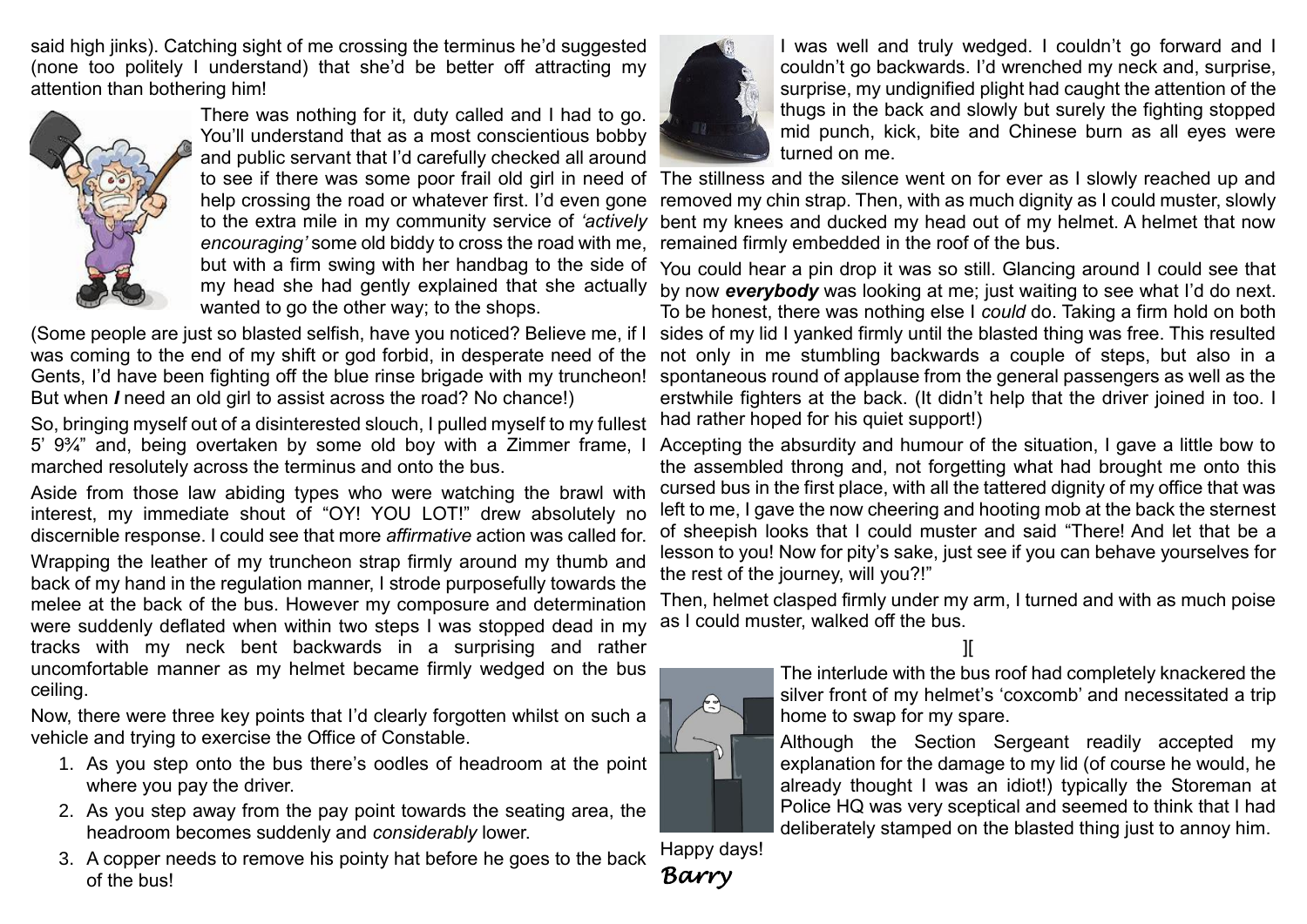said high jinks). Catching sight of me crossing the terminus he'd suggested (none too politely I understand) that she'd be better off attracting my attention than bothering him!

There was nothing for it, duty called and I had to go. You'll understand that as a most conscientious bobby and public servant that I'd carefully checked all around to see if there was some poor frail old girl in need of help crossing the road or whatever first. I'd even gone to the extra mile in my community service of *'actively encouraging'* some old biddy to cross the road with me, but with a firm swing with her handbag to the side of my head she had gently explained that she actually wanted to go the other way; to the shops.

(Some people are just so blasted selfish, have you noticed? Believe me, if I was coming to the end of my shift or god forbid, in desperate need of the Gents, I'd have been fighting off the blue rinse brigade with my truncheon! But when ***I*** need an old girl to assist across the road? No chance!)

So, bringing myself out of a disinterested slouch, I pulled myself to my fullest 5' 9¾" and, being overtaken by some old boy with a Zimmer frame, I marched resolutely across the terminus and onto the bus.

Aside from those law abiding types who were watching the brawl with interest, my immediate shout of "OY! YOU LOT!" drew absolutely no discernible response. I could see that more *affirmative* action was called for.

Wrapping the leather of my truncheon strap firmly around my thumb and back of my hand in the regulation manner, I strode purposefully towards the melee at the back of the bus. However my composure and determination were suddenly deflated when within two steps I was stopped dead in my tracks with my neck bent backwards in a surprising and rather uncomfortable manner as my helmet became firmly wedged on the bus ceiling.

Now, there were three key points that I'd clearly forgotten whilst on such a vehicle and trying to exercise the Office of Constable.

1. As you step onto the bus there's oodles of headroom at the point where you pay the driver.
2. As you step away from the pay point towards the seating area, the headroom becomes suddenly and *considerably* lower.
3. A copper needs to remove his pointy hat before he goes to the back of the bus!

I was well and truly wedged. I couldn't go forward and I couldn't go backwards. I'd wrenched my neck and, surprise, surprise, my undignified plight had caught the attention of the thugs in the back and slowly but surely the fighting stopped mid punch, kick, bite and Chinese burn as all eyes were turned on me.

The stillness and the silence went on for ever as I slowly reached up and removed my chin strap. Then, with as much dignity as I could muster, slowly bent my knees and ducked my head out of my helmet. A helmet that now remained firmly embedded in the roof of the bus.

You could hear a pin drop it was so still. Glancing around I could see that by now ***everybody*** was looking at me; just waiting to see what I'd do next. To be honest, there was nothing else I *could* do. Taking a firm hold on both sides of my lid I yanked firmly until the blasted thing was free. This resulted not only in me stumbling backwards a couple of steps, but also in a spontaneous round of applause from the general passengers as well as the erstwhile fighters at the back. (It didn't help that the driver joined in too. I had rather hoped for his quiet support!)

Accepting the absurdity and humour of the situation, I gave a little bow to the assembled throng and, not forgetting what had brought me onto this cursed bus in the first place, with all the tattered dignity of my office that was left to me, I gave the now cheering and hooting mob at the back the sternest of sheepish looks that I could muster and said "There! And let that be a lesson to you! Now for pity's sake, just see if you can behave yourselves for the rest of the journey, will you?!"

Then, helmet clasped firmly under my arm, I turned and with as much poise as I could muster, walked off the bus.

][

The interlude with the bus roof had completely knackered the silver front of my helmet's 'coxcomb' and necessitated a trip home to swap for my spare.

Although the Section Sergeant readily accepted my explanation for the damage to my lid (of course he would, he already thought I was an idiot!) typically the Storeman at Police HQ was very sceptical and seemed to think that I had deliberately stamped on the blasted thing just to annoy him.

Happy days!

*Barry*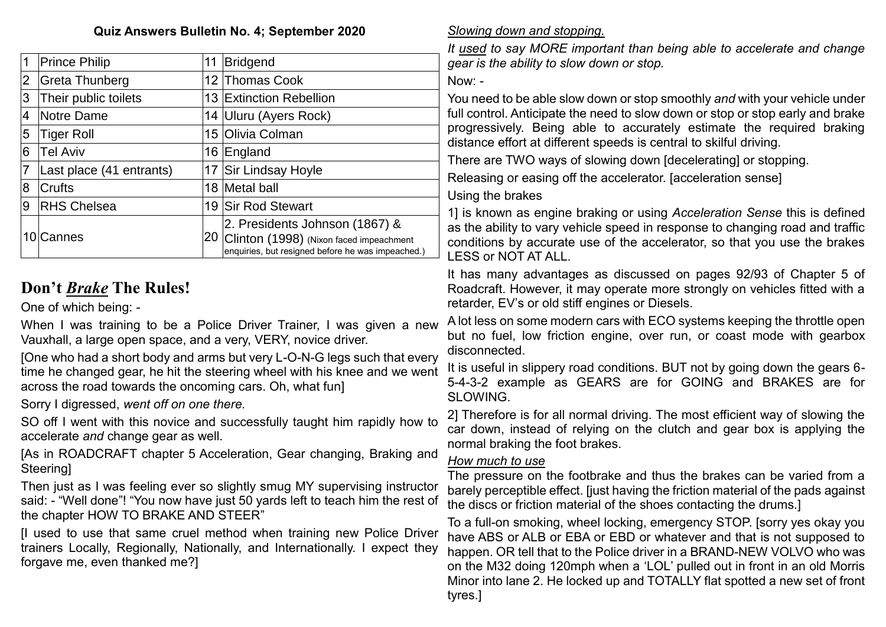**Quiz Answers Bulletin No. 4; September 2020**

| | | | |
|---|---|---|---|
| 1 | Prince Philip | 11 | Bridgend |
| 2 | Greta Thunberg | 12 | Thomas Cook |
| 3 | Their public toilets | 13 | Extinction Rebellion |
| 4 | Notre Dame | 14 | Uluru (Ayers Rock) |
| 5 | Tiger Roll | 15 | Olivia Colman |
| 6 | Tel Aviv | 16 | England |
| 7 | Last place (41 entrants) | 17 | Sir Lindsay Hoyle |
| 8 | Crufts | 18 | Metal ball |
| 9 | RHS Chelsea | 19 | Sir Rod Stewart |
| 10 | Cannes | 20 | 2. Presidents Johnson (1867) & Clinton (1998) (Nixon faced impeachment enquiries, but resigned before he was impeached.) |

## Don't ***Brake*** The Rules!

One of which being: -

When I was training to be a Police Driver Trainer, I was given a new Vauxhall, a large open space, and a very, VERY, novice driver.

[One who had a short body and arms but very L-O-N-G legs such that every time he changed gear, he hit the steering wheel with his knee and we went across the road towards the oncoming cars. Oh, what fun]

Sorry I digressed, *went off on one there.*

SO off I went with this novice and successfully taught him rapidly how to accelerate *and* change gear as well.

[As in ROADCRAFT chapter 5 Acceleration, Gear changing, Braking and Steering]

Then just as I was feeling ever so slightly smug MY supervising instructor said: - "Well done"! "You now have just 50 yards left to teach him the rest of the chapter HOW TO BRAKE AND STEER"

[I used to use that same cruel method when training new Police Driver trainers Locally, Regionally, Nationally, and Internationally. I expect they forgave me, even thanked me?]

*Slowing down and stopping.*

*It used to say MORE important than being able to accelerate and change gear is the ability to slow down or stop.*

Now: -

You need to be able slow down or stop smoothly *and* with your vehicle under full control. Anticipate the need to slow down or stop or stop early and brake progressively. Being able to accurately estimate the required braking distance effort at different speeds is central to skilful driving.

There are TWO ways of slowing down [decelerating] or stopping.

Releasing or easing off the accelerator. [acceleration sense]

Using the brakes

1] is known as engine braking or using *Acceleration Sense* this is defined as the ability to vary vehicle speed in response to changing road and traffic conditions by accurate use of the accelerator, so that you use the brakes LESS or NOT AT ALL.

It has many advantages as discussed on pages 92/93 of Chapter 5 of Roadcraft. However, it may operate more strongly on vehicles fitted with a retarder, EV's or old stiff engines or Diesels.

A lot less on some modern cars with ECO systems keeping the throttle open but no fuel, low friction engine, over run, or coast mode with gearbox disconnected.

It is useful in slippery road conditions. BUT not by going down the gears 6-5-4-3-2 example as GEARS are for GOING and BRAKES are for SLOWING.

2] Therefore is for all normal driving. The most efficient way of slowing the car down, instead of relying on the clutch and gear box is applying the normal braking the foot brakes.

*How much to use*

The pressure on the footbrake and thus the brakes can be varied from a barely perceptible effect. [just having the friction material of the pads against the discs or friction material of the shoes contacting the drums.]

To a full-on smoking, wheel locking, emergency STOP. [sorry yes okay you have ABS or ALB or EBA or EBD or whatever and that is not supposed to happen. OR tell that to the Police driver in a BRAND-NEW VOLVO who was on the M32 doing 120mph when a 'LOL' pulled out in front in an old Morris Minor into lane 2. He locked up and TOTALLY flat spotted a new set of front tyres.]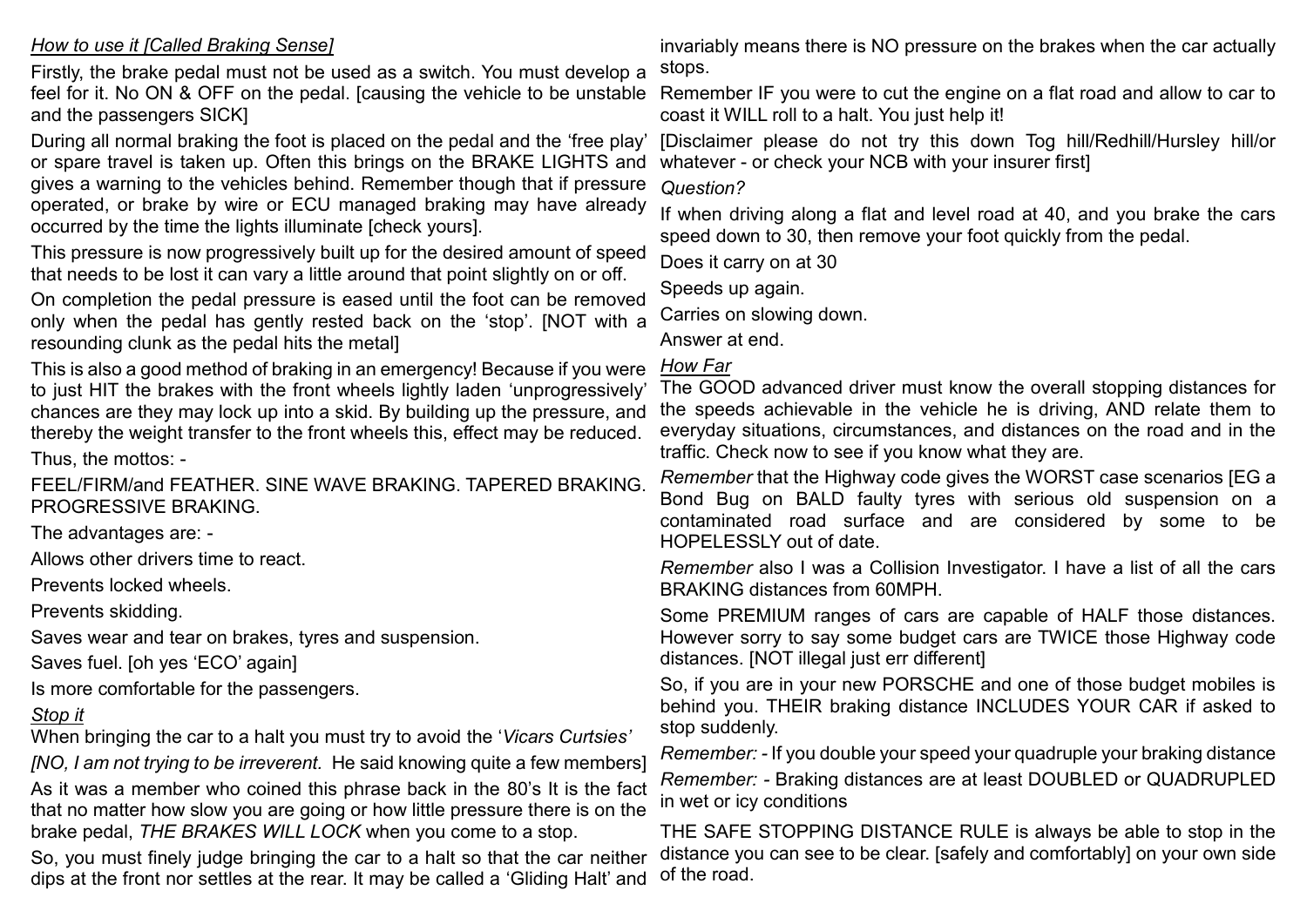*How to use it [Called Braking Sense]*

Firstly, the brake pedal must not be used as a switch. You must develop a feel for it. No ON & OFF on the pedal. [causing the vehicle to be unstable and the passengers SICK]

During all normal braking the foot is placed on the pedal and the 'free play' or spare travel is taken up. Often this brings on the BRAKE LIGHTS and gives a warning to the vehicles behind. Remember though that if pressure operated, or brake by wire or ECU managed braking may have already occurred by the time the lights illuminate [check yours].

This pressure is now progressively built up for the desired amount of speed that needs to be lost it can vary a little around that point slightly on or off.

On completion the pedal pressure is eased until the foot can be removed only when the pedal has gently rested back on the 'stop'. [NOT with a resounding clunk as the pedal hits the metal]

This is also a good method of braking in an emergency! Because if you were to just HIT the brakes with the front wheels lightly laden 'unprogressively' chances are they may lock up into a skid. By building up the pressure, and thereby the weight transfer to the front wheels this, effect may be reduced.

Thus, the mottos: -

FEEL/FIRM/and FEATHER. SINE WAVE BRAKING. TAPERED BRAKING. PROGRESSIVE BRAKING.

The advantages are: -

Allows other drivers time to react.

Prevents locked wheels.

Prevents skidding.

Saves wear and tear on brakes, tyres and suspension.

Saves fuel. [oh yes 'ECO' again]

Is more comfortable for the passengers.

*Stop it*

When bringing the car to a halt you must try to avoid the '*Vicars Curtsies*'

*[NO, I am not trying to be irreverent.* He said knowing quite a few members]

As it was a member who coined this phrase back in the 80's It is the fact that no matter how slow you are going or how little pressure there is on the brake pedal, *THE BRAKES WILL LOCK* when you come to a stop.

So, you must finely judge bringing the car to a halt so that the car neither dips at the front nor settles at the rear. It may be called a 'Gliding Halt' and invariably means there is NO pressure on the brakes when the car actually stops.

Remember IF you were to cut the engine on a flat road and allow to car to coast it WILL roll to a halt. You just help it!

[Disclaimer please do not try this down Tog hill/Redhill/Hursley hill/or whatever - or check your NCB with your insurer first]

*Question?*

If when driving along a flat and level road at 40, and you brake the cars speed down to 30, then remove your foot quickly from the pedal.

Does it carry on at 30

Speeds up again.

Carries on slowing down.

Answer at end.

*How Far*

The GOOD advanced driver must know the overall stopping distances for the speeds achievable in the vehicle he is driving, AND relate them to everyday situations, circumstances, and distances on the road and in the traffic. Check now to see if you know what they are.

*Remember* that the Highway code gives the WORST case scenarios [EG a Bond Bug on BALD faulty tyres with serious old suspension on a contaminated road surface and are considered by some to be HOPELESSLY out of date.

*Remember* also I was a Collision Investigator. I have a list of all the cars BRAKING distances from 60MPH.

Some PREMIUM ranges of cars are capable of HALF those distances. However sorry to say some budget cars are TWICE those Highway code distances. [NOT illegal just err different]

So, if you are in your new PORSCHE and one of those budget mobiles is behind you. THEIR braking distance INCLUDES YOUR CAR if asked to stop suddenly.

*Remember:* - If you double your speed your quadruple your braking distance

*Remember:* - Braking distances are at least DOUBLED or QUADRUPLED in wet or icy conditions

THE SAFE STOPPING DISTANCE RULE is always be able to stop in the distance you can see to be clear. [safely and comfortably] on your own side of the road.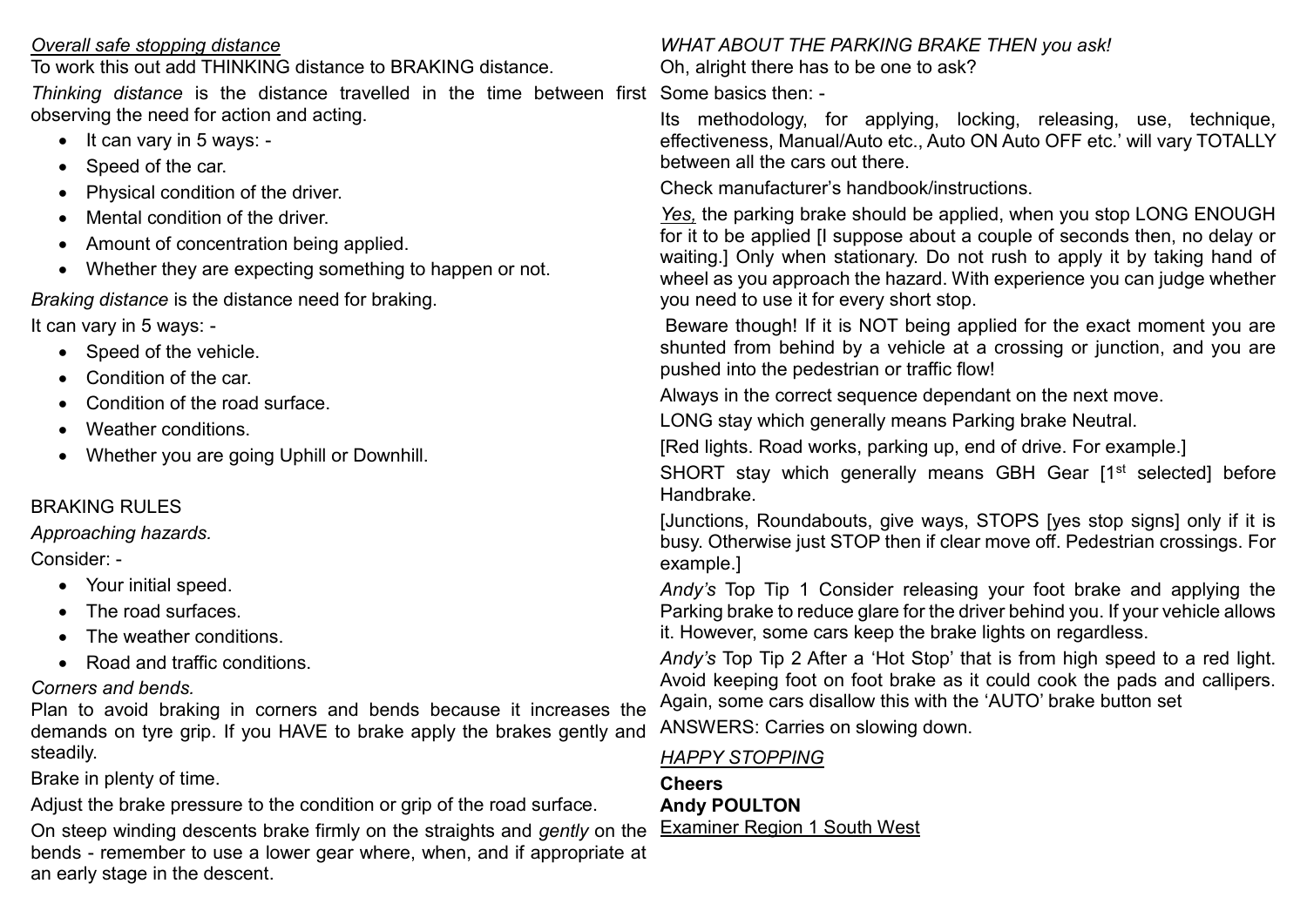*Overall safe stopping distance*

To work this out add THINKING distance to BRAKING distance.

*Thinking distance* is the distance travelled in the time between first observing the need for action and acting.

- It can vary in 5 ways: -
- Speed of the car.
- Physical condition of the driver.
- Mental condition of the driver.
- Amount of concentration being applied.
- Whether they are expecting something to happen or not.

*Braking distance* is the distance need for braking.

It can vary in 5 ways: -

- Speed of the vehicle.
- Condition of the car.
- Condition of the road surface.
- Weather conditions.
- Whether you are going Uphill or Downhill.

BRAKING RULES

*Approaching hazards.*

Consider: -

- Your initial speed.
- The road surfaces.
- The weather conditions.
- Road and traffic conditions.

*Corners and bends.*

Plan to avoid braking in corners and bends because it increases the demands on tyre grip. If you HAVE to brake apply the brakes gently and steadily.

Brake in plenty of time.

Adjust the brake pressure to the condition or grip of the road surface.

On steep winding descents brake firmly on the straights and *gently* on the bends - remember to use a lower gear where, when, and if appropriate at an early stage in the descent.

*WHAT ABOUT THE PARKING BRAKE THEN you ask!*

Oh, alright there has to be one to ask?

Some basics then: -

Its methodology, for applying, locking, releasing, use, technique, effectiveness, Manual/Auto etc., Auto ON Auto OFF etc.' will vary TOTALLY between all the cars out there.

Check manufacturer's handbook/instructions.

*Yes,* the parking brake should be applied, when you stop LONG ENOUGH for it to be applied [I suppose about a couple of seconds then, no delay or waiting.] Only when stationary. Do not rush to apply it by taking hand of wheel as you approach the hazard. With experience you can judge whether you need to use it for every short stop.

Beware though! If it is NOT being applied for the exact moment you are shunted from behind by a vehicle at a crossing or junction, and you are pushed into the pedestrian or traffic flow!

Always in the correct sequence dependant on the next move.

LONG stay which generally means Parking brake Neutral.

[Red lights. Road works, parking up, end of drive. For example.]

SHORT stay which generally means GBH Gear [1st selected] before Handbrake.

[Junctions, Roundabouts, give ways, STOPS [yes stop signs] only if it is busy. Otherwise just STOP then if clear move off. Pedestrian crossings. For example.]

*Andy's* Top Tip 1 Consider releasing your foot brake and applying the Parking brake to reduce glare for the driver behind you. If your vehicle allows it. However, some cars keep the brake lights on regardless.

*Andy's* Top Tip 2 After a 'Hot Stop' that is from high speed to a red light. Avoid keeping foot on foot brake as it could cook the pads and callipers. Again, some cars disallow this with the 'AUTO' brake button set

ANSWERS: Carries on slowing down.

*HAPPY STOPPING*

**Cheers**
**Andy POULTON**
Examiner Region 1 South West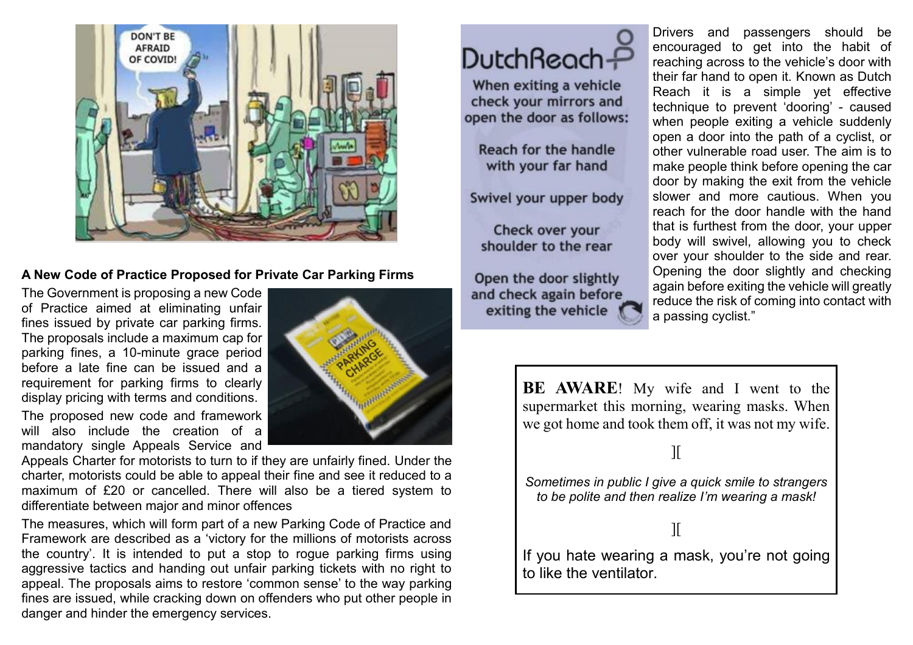## A New Code of Practice Proposed for Private Car Parking Firms

The Government is proposing a new Code of Practice aimed at eliminating unfair fines issued by private car parking firms. The proposals include a maximum cap for parking fines, a 10-minute grace period before a late fine can be issued and a requirement for parking firms to clearly display pricing with terms and conditions.

The proposed new code and framework will also include the creation of a mandatory single Appeals Service and Appeals Charter for motorists to turn to if they are unfairly fined. Under the charter, motorists could be able to appeal their fine and see it reduced to a maximum of £20 or cancelled. There will also be a tiered system to differentiate between major and minor offences

The measures, which will form part of a new Parking Code of Practice and Framework are described as a 'victory for the millions of motorists across the country'. It is intended to put a stop to rogue parking firms using aggressive tactics and handing out unfair parking tickets with no right to appeal. The proposals aims to restore 'common sense' to the way parking fines are issued, while cracking down on offenders who put other people in danger and hinder the emergency services.

**DutchReach**

When exiting a vehicle check your mirrors and open the door as follows:

Reach for the handle with your far hand

Swivel your upper body

Check over your shoulder to the rear

Open the door slightly and check again before exiting the vehicle

Drivers and passengers should be encouraged to get into the habit of reaching across to the vehicle's door with their far hand to open it. Known as Dutch Reach it is a simple yet effective technique to prevent 'dooring' - caused when people exiting a vehicle suddenly open a door into the path of a cyclist, or other vulnerable road user. The aim is to make people think before opening the car door by making the exit from the vehicle slower and more cautious. When you reach for the door handle with the hand that is furthest from the door, your upper body will swivel, allowing you to check over your shoulder to the side and rear. Opening the door slightly and checking again before exiting the vehicle will greatly reduce the risk of coming into contact with a passing cyclist."

**BE AWARE**! My wife and I went to the supermarket this morning, wearing masks. When we got home and took them off, it was not my wife.

][

*Sometimes in public I give a quick smile to strangers to be polite and then realize I'm wearing a mask!*

][

If you hate wearing a mask, you're not going to like the ventilator.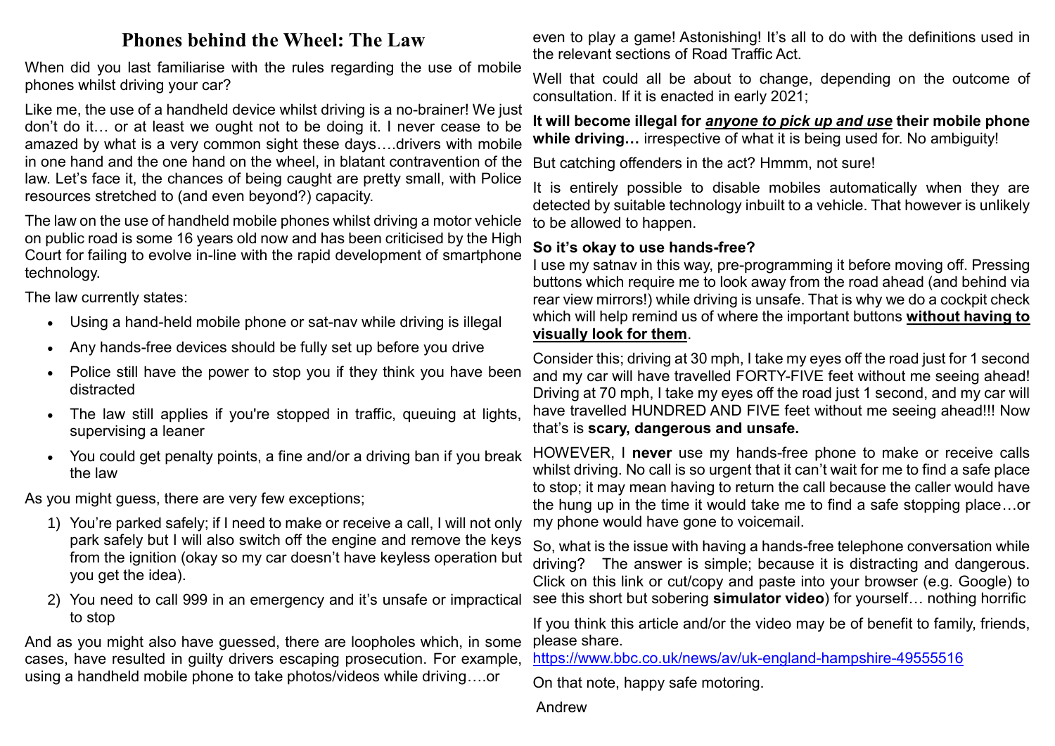# Phones behind the Wheel: The Law

When did you last familiarise with the rules regarding the use of mobile phones whilst driving your car?

Like me, the use of a handheld device whilst driving is a no-brainer! We just don't do it… or at least we ought not to be doing it. I never cease to be amazed by what is a very common sight these days….drivers with mobile in one hand and the one hand on the wheel, in blatant contravention of the law. Let's face it, the chances of being caught are pretty small, with Police resources stretched to (and even beyond?) capacity.

The law on the use of handheld mobile phones whilst driving a motor vehicle on public road is some 16 years old now and has been criticised by the High Court for failing to evolve in-line with the rapid development of smartphone technology.

The law currently states:

- Using a hand-held mobile phone or sat-nav while driving is illegal
- Any hands-free devices should be fully set up before you drive
- Police still have the power to stop you if they think you have been distracted
- The law still applies if you're stopped in traffic, queuing at lights, supervising a leaner
- You could get penalty points, a fine and/or a driving ban if you break the law

As you might guess, there are very few exceptions;

1) You're parked safely; if I need to make or receive a call, I will not only park safely but I will also switch off the engine and remove the keys from the ignition (okay so my car doesn't have keyless operation but you get the idea).
2) You need to call 999 in an emergency and it's unsafe or impractical to stop

And as you might also have guessed, there are loopholes which, in some cases, have resulted in guilty drivers escaping prosecution. For example, using a handheld mobile phone to take photos/videos while driving….or even to play a game! Astonishing! It's all to do with the definitions used in the relevant sections of Road Traffic Act.

Well that could all be about to change, depending on the outcome of consultation. If it is enacted in early 2021;

**It will become illegal for *<u>anyone to pick up and use</u>* their mobile phone while driving…** irrespective of what it is being used for. No ambiguity!

But catching offenders in the act? Hmmm, not sure!

It is entirely possible to disable mobiles automatically when they are detected by suitable technology inbuilt to a vehicle. That however is unlikely to be allowed to happen.

**So it's okay to use hands-free?**

I use my satnav in this way, pre-programming it before moving off. Pressing buttons which require me to look away from the road ahead (and behind via rear view mirrors!) while driving is unsafe. That is why we do a cockpit check which will help remind us of where the important buttons **<u>without having to visually look for them</u>**.

Consider this; driving at 30 mph, I take my eyes off the road just for 1 second and my car will have travelled FORTY-FIVE feet without me seeing ahead! Driving at 70 mph, I take my eyes off the road just 1 second, and my car will have travelled HUNDRED AND FIVE feet without me seeing ahead!!! Now that's is **scary, dangerous and unsafe.**

HOWEVER, I **never** use my hands-free phone to make or receive calls whilst driving. No call is so urgent that it can't wait for me to find a safe place to stop; it may mean having to return the call because the caller would have the hung up in the time it would take me to find a safe stopping place…or my phone would have gone to voicemail.

So, what is the issue with having a hands-free telephone conversation while driving? The answer is simple; because it is distracting and dangerous. Click on this link or cut/copy and paste into your browser (e.g. Google) to see this short but sobering **simulator video**) for yourself… nothing horrific

If you think this article and/or the video may be of benefit to family, friends, please share.

https://www.bbc.co.uk/news/av/uk-england-hampshire-49555516

On that note, happy safe motoring.

Andrew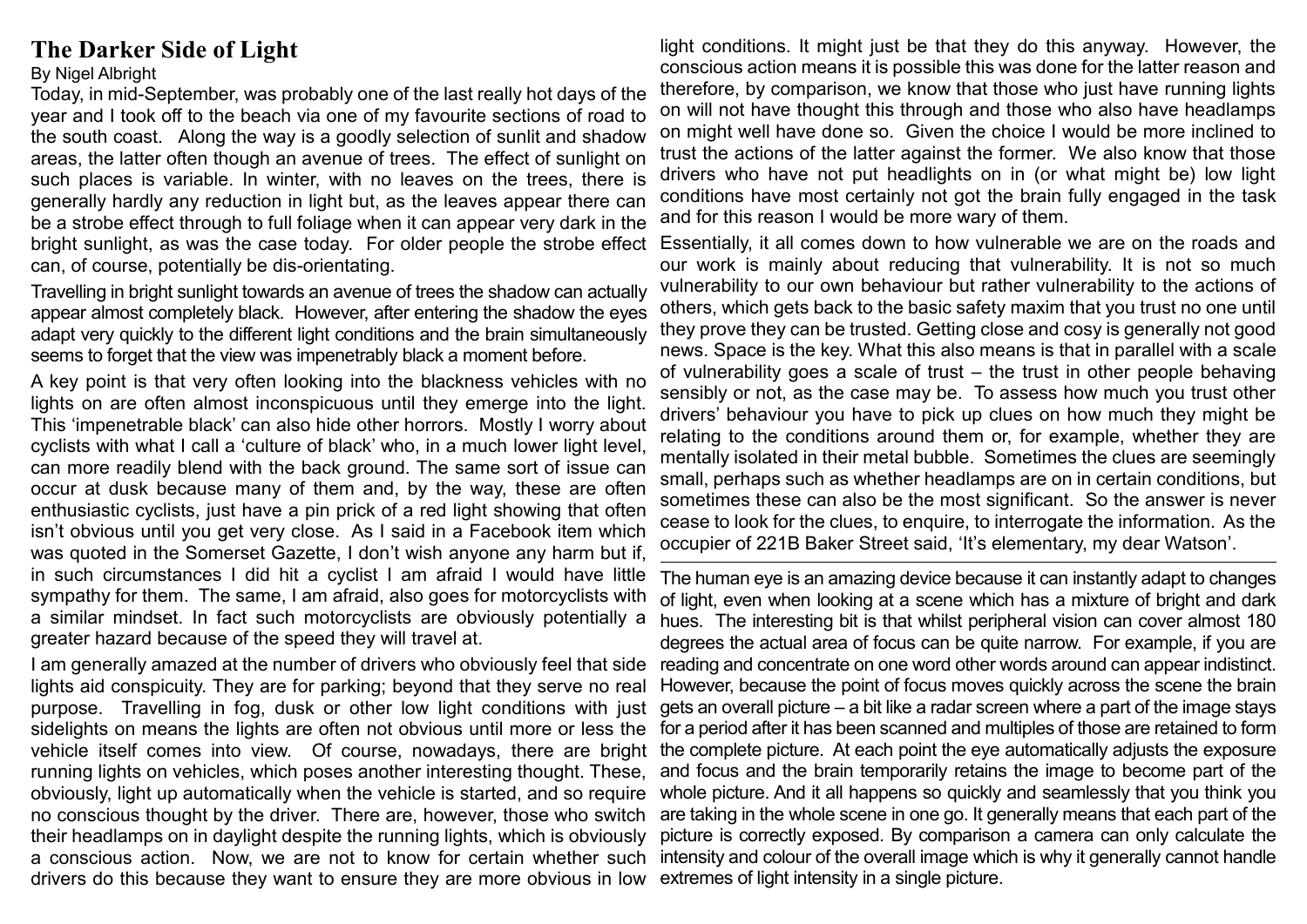# The Darker Side of Light

By Nigel Albright

Today, in mid-September, was probably one of the last really hot days of the year and I took off to the beach via one of my favourite sections of road to the south coast. Along the way is a goodly selection of sunlit and shadow areas, the latter often though an avenue of trees. The effect of sunlight on such places is variable. In winter, with no leaves on the trees, there is generally hardly any reduction in light but, as the leaves appear there can be a strobe effect through to full foliage when it can appear very dark in the bright sunlight, as was the case today. For older people the strobe effect can, of course, potentially be dis-orientating.

Travelling in bright sunlight towards an avenue of trees the shadow can actually appear almost completely black. However, after entering the shadow the eyes adapt very quickly to the different light conditions and the brain simultaneously seems to forget that the view was impenetrably black a moment before.

A key point is that very often looking into the blackness vehicles with no lights on are often almost inconspicuous until they emerge into the light. This 'impenetrable black' can also hide other horrors. Mostly I worry about cyclists with what I call a 'culture of black' who, in a much lower light level, can more readily blend with the back ground. The same sort of issue can occur at dusk because many of them and, by the way, these are often enthusiastic cyclists, just have a pin prick of a red light showing that often isn't obvious until you get very close. As I said in a Facebook item which was quoted in the Somerset Gazette, I don't wish anyone any harm but if, in such circumstances I did hit a cyclist I am afraid I would have little sympathy for them. The same, I am afraid, also goes for motorcyclists with a similar mindset. In fact such motorcyclists are obviously potentially a greater hazard because of the speed they will travel at.

I am generally amazed at the number of drivers who obviously feel that side lights aid conspicuity. They are for parking; beyond that they serve no real purpose. Travelling in fog, dusk or other low light conditions with just sidelights on means the lights are often not obvious until more or less the vehicle itself comes into view. Of course, nowadays, there are bright running lights on vehicles, which poses another interesting thought. These, obviously, light up automatically when the vehicle is started, and so require no conscious thought by the driver. There are, however, those who switch their headlamps on in daylight despite the running lights, which is obviously a conscious action. Now, we are not to know for certain whether such drivers do this because they want to ensure they are more obvious in low light conditions. It might just be that they do this anyway. However, the conscious action means it is possible this was done for the latter reason and therefore, by comparison, we know that those who just have running lights on will not have thought this through and those who also have headlamps on might well have done so. Given the choice I would be more inclined to trust the actions of the latter against the former. We also know that those drivers who have not put headlights on in (or what might be) low light conditions have most certainly not got the brain fully engaged in the task and for this reason I would be more wary of them.

Essentially, it all comes down to how vulnerable we are on the roads and our work is mainly about reducing that vulnerability. It is not so much vulnerability to our own behaviour but rather vulnerability to the actions of others, which gets back to the basic safety maxim that you trust no one until they prove they can be trusted. Getting close and cosy is generally not good news. Space is the key. What this also means is that in parallel with a scale of vulnerability goes a scale of trust – the trust in other people behaving sensibly or not, as the case may be. To assess how much you trust other drivers' behaviour you have to pick up clues on how much they might be relating to the conditions around them or, for example, whether they are mentally isolated in their metal bubble. Sometimes the clues are seemingly small, perhaps such as whether headlamps are on in certain conditions, but sometimes these can also be the most significant. So the answer is never cease to look for the clues, to enquire, to interrogate the information. As the occupier of 221B Baker Street said, 'It's elementary, my dear Watson'.

---

The human eye is an amazing device because it can instantly adapt to changes of light, even when looking at a scene which has a mixture of bright and dark hues. The interesting bit is that whilst peripheral vision can cover almost 180 degrees the actual area of focus can be quite narrow. For example, if you are reading and concentrate on one word other words around can appear indistinct. However, because the point of focus moves quickly across the scene the brain gets an overall picture – a bit like a radar screen where a part of the image stays for a period after it has been scanned and multiples of those are retained to form the complete picture. At each point the eye automatically adjusts the exposure and focus and the brain temporarily retains the image to become part of the whole picture. And it all happens so quickly and seamlessly that you think you are taking in the whole scene in one go. It generally means that each part of the picture is correctly exposed. By comparison a camera can only calculate the intensity and colour of the overall image which is why it generally cannot handle extremes of light intensity in a single picture.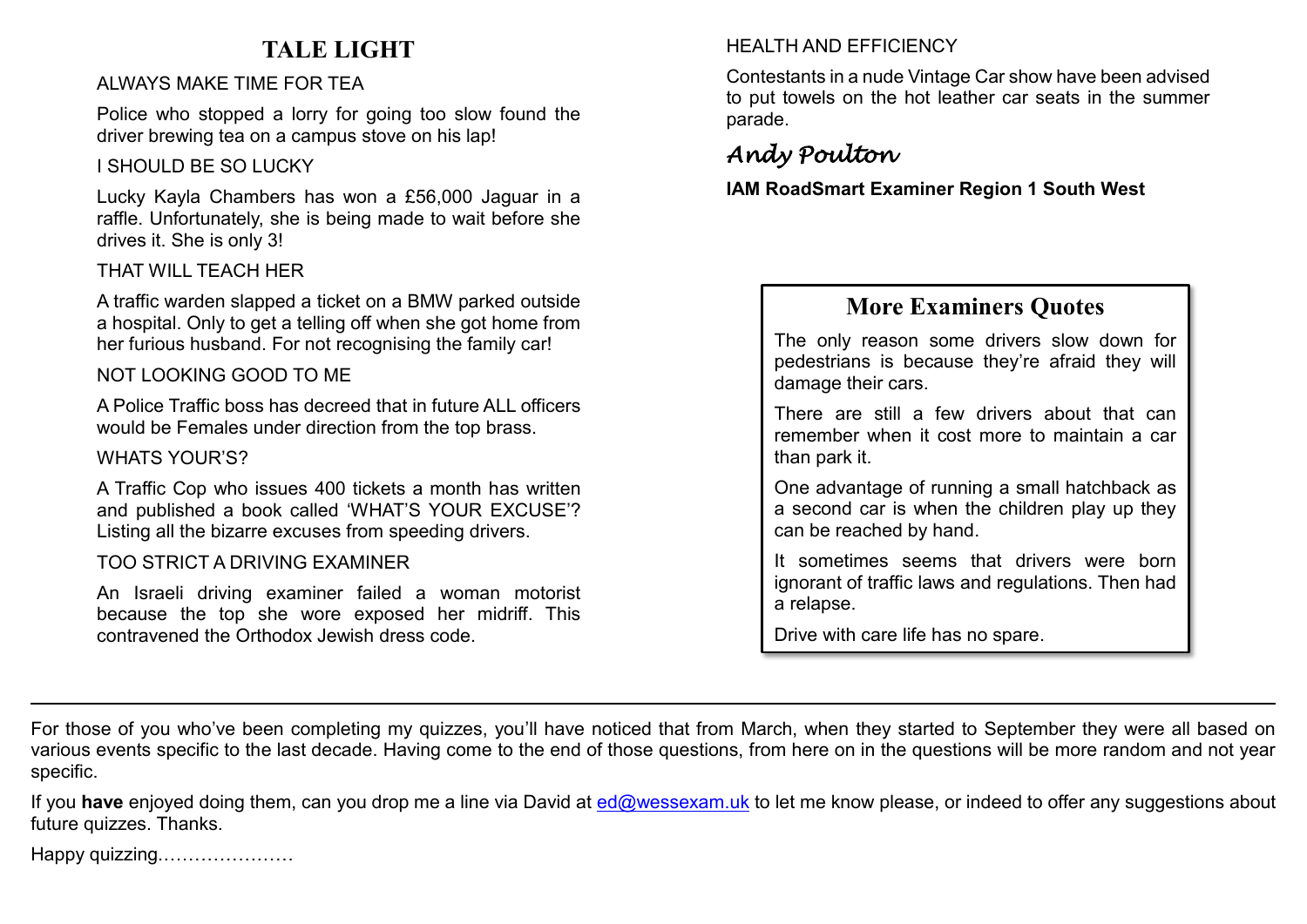# TALE LIGHT

ALWAYS MAKE TIME FOR TEA

Police who stopped a lorry for going too slow found the driver brewing tea on a campus stove on his lap!

I SHOULD BE SO LUCKY

Lucky Kayla Chambers has won a £56,000 Jaguar in a raffle. Unfortunately, she is being made to wait before she drives it. She is only 3!

THAT WILL TEACH HER

A traffic warden slapped a ticket on a BMW parked outside a hospital. Only to get a telling off when she got home from her furious husband. For not recognising the family car!

NOT LOOKING GOOD TO ME

A Police Traffic boss has decreed that in future ALL officers would be Females under direction from the top brass.

WHATS YOUR'S?

A Traffic Cop who issues 400 tickets a month has written and published a book called 'WHAT'S YOUR EXCUSE'? Listing all the bizarre excuses from speeding drivers.

TOO STRICT A DRIVING EXAMINER

An Israeli driving examiner failed a woman motorist because the top she wore exposed her midriff. This contravened the Orthodox Jewish dress code.

HEALTH AND EFFICIENCY

Contestants in a nude Vintage Car show have been advised to put towels on the hot leather car seats in the summer parade.

*Andy Poulton*

**IAM RoadSmart Examiner Region 1 South West**

## More Examiners Quotes

The only reason some drivers slow down for pedestrians is because they're afraid they will damage their cars.

There are still a few drivers about that can remember when it cost more to maintain a car than park it.

One advantage of running a small hatchback as a second car is when the children play up they can be reached by hand.

It sometimes seems that drivers were born ignorant of traffic laws and regulations. Then had a relapse.

Drive with care life has no spare.

---

For those of you who've been completing my quizzes, you'll have noticed that from March, when they started to September they were all based on various events specific to the last decade. Having come to the end of those questions, from here on in the questions will be more random and not year specific.

If you **have** enjoyed doing them, can you drop me a line via David at ed@wessexam.uk to let me know please, or indeed to offer any suggestions about future quizzes. Thanks.

Happy quizzing…………………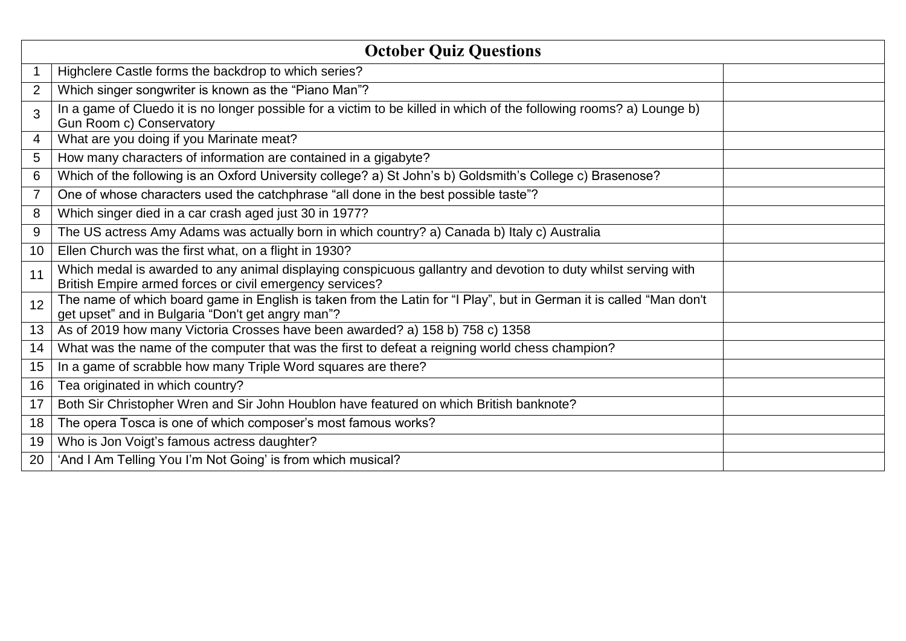| October Quiz Questions | | |
|---|---|---|
| 1 | Highclere Castle forms the backdrop to which series? | |
| 2 | Which singer songwriter is known as the "Piano Man"? | |
| 3 | In a game of Cluedo it is no longer possible for a victim to be killed in which of the following rooms? a) Lounge b) Gun Room c) Conservatory | |
| 4 | What are you doing if you Marinate meat? | |
| 5 | How many characters of information are contained in a gigabyte? | |
| 6 | Which of the following is an Oxford University college? a) St John's b) Goldsmith's College c) Brasenose? | |
| 7 | One of whose characters used the catchphrase "all done in the best possible taste"? | |
| 8 | Which singer died in a car crash aged just 30 in 1977? | |
| 9 | The US actress Amy Adams was actually born in which country? a) Canada b) Italy c) Australia | |
| 10 | Ellen Church was the first what, on a flight in 1930? | |
| 11 | Which medal is awarded to any animal displaying conspicuous gallantry and devotion to duty whilst serving with British Empire armed forces or civil emergency services? | |
| 12 | The name of which board game in English is taken from the Latin for "I Play", but in German it is called "Man don't get upset" and in Bulgaria "Don't get angry man"? | |
| 13 | As of 2019 how many Victoria Crosses have been awarded? a) 158 b) 758 c) 1358 | |
| 14 | What was the name of the computer that was the first to defeat a reigning world chess champion? | |
| 15 | In a game of scrabble how many Triple Word squares are there? | |
| 16 | Tea originated in which country? | |
| 17 | Both Sir Christopher Wren and Sir John Houblon have featured on which British banknote? | |
| 18 | The opera Tosca is one of which composer's most famous works? | |
| 19 | Who is Jon Voigt's famous actress daughter? | |
| 20 | 'And I Am Telling You I'm Not Going' is from which musical? | |